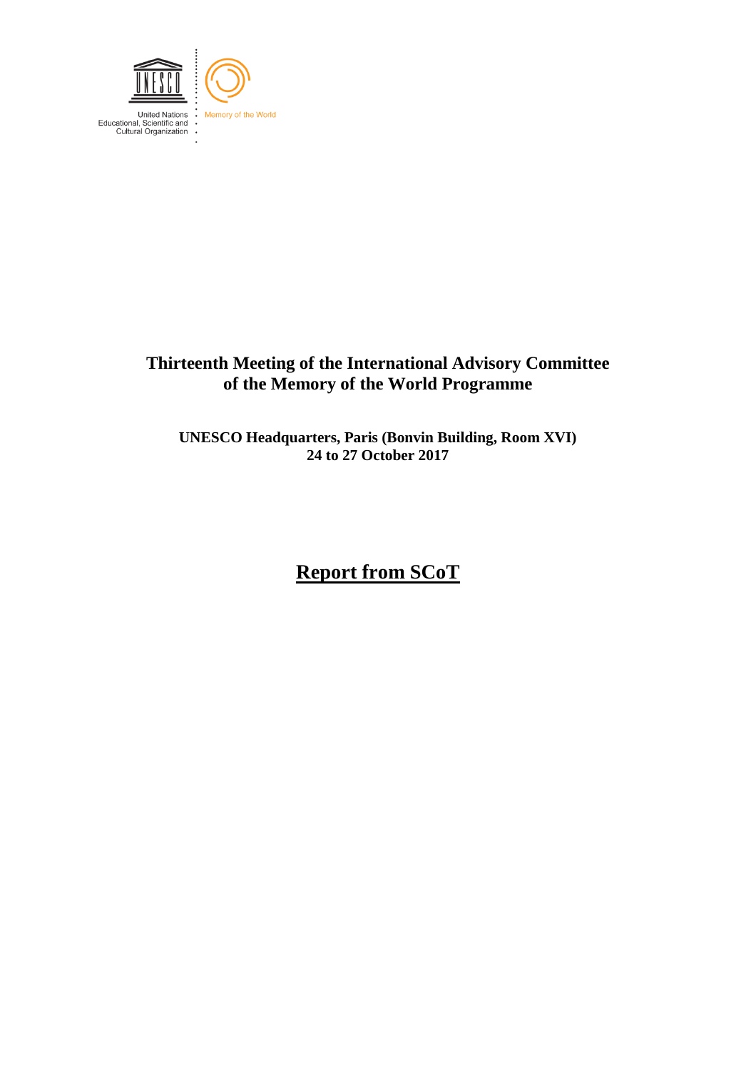United Nations Educational, Scientific and Cultural Organization

Memory of the World

# Thirteenth Meeting of the International Advisory Committee of the Memory of the World Programme

**UNESCO Headquarters, Paris (Bonvin Building, Room XVI)**
**24 to 27 October 2017**

## Report from SCoT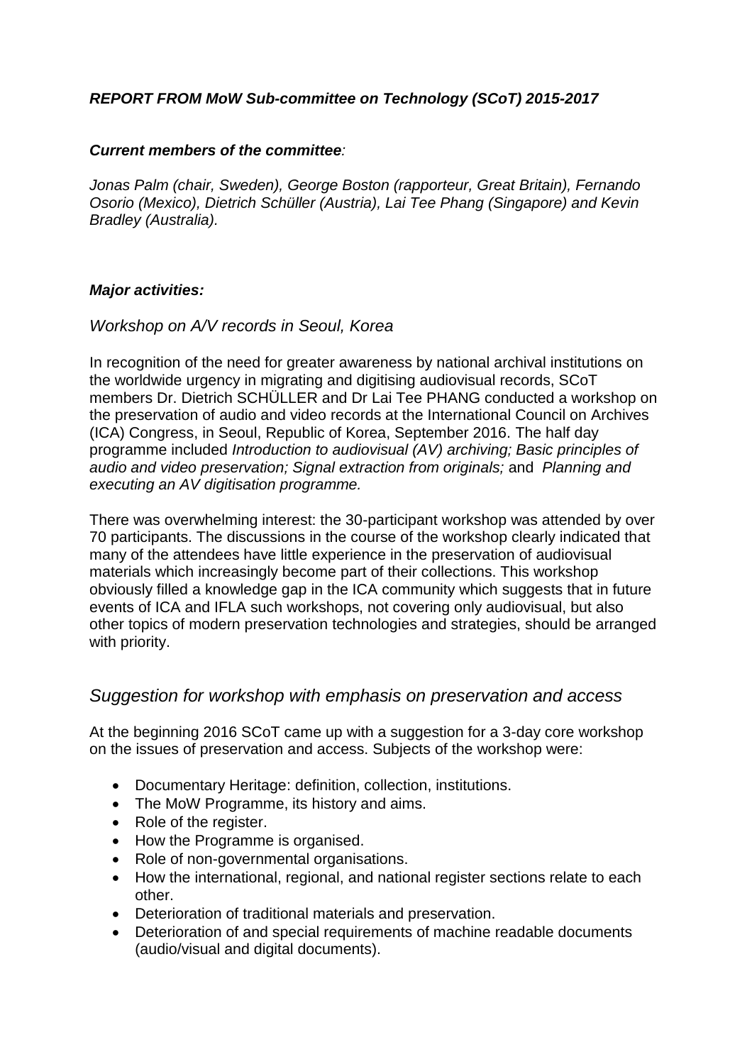***REPORT FROM MoW Sub-committee on Technology (SCoT) 2015-2017***

***Current members of the committee****:*

*Jonas Palm (chair, Sweden), George Boston (rapporteur, Great Britain), Fernando Osorio (Mexico), Dietrich Schüller (Austria), Lai Tee Phang (Singapore) and Kevin Bradley (Australia).*

***Major activities:***

*Workshop on A/V records in Seoul, Korea*

In recognition of the need for greater awareness by national archival institutions on the worldwide urgency in migrating and digitising audiovisual records, SCoT members Dr. Dietrich SCHÜLLER and Dr Lai Tee PHANG conducted a workshop on the preservation of audio and video records at the International Council on Archives (ICA) Congress, in Seoul, Republic of Korea, September 2016. The half day programme included *Introduction to audiovisual (AV) archiving; Basic principles of audio and video preservation; Signal extraction from originals;* and *Planning and executing an AV digitisation programme.*

There was overwhelming interest: the 30-participant workshop was attended by over 70 participants. The discussions in the course of the workshop clearly indicated that many of the attendees have little experience in the preservation of audiovisual materials which increasingly become part of their collections. This workshop obviously filled a knowledge gap in the ICA community which suggests that in future events of ICA and IFLA such workshops, not covering only audiovisual, but also other topics of modern preservation technologies and strategies, should be arranged with priority.

*Suggestion for workshop with emphasis on preservation and access*

At the beginning 2016 SCoT came up with a suggestion for a 3-day core workshop on the issues of preservation and access. Subjects of the workshop were:

- Documentary Heritage: definition, collection, institutions.
- The MoW Programme, its history and aims.
- Role of the register.
- How the Programme is organised.
- Role of non-governmental organisations.
- How the international, regional, and national register sections relate to each other.
- Deterioration of traditional materials and preservation.
- Deterioration of and special requirements of machine readable documents (audio/visual and digital documents).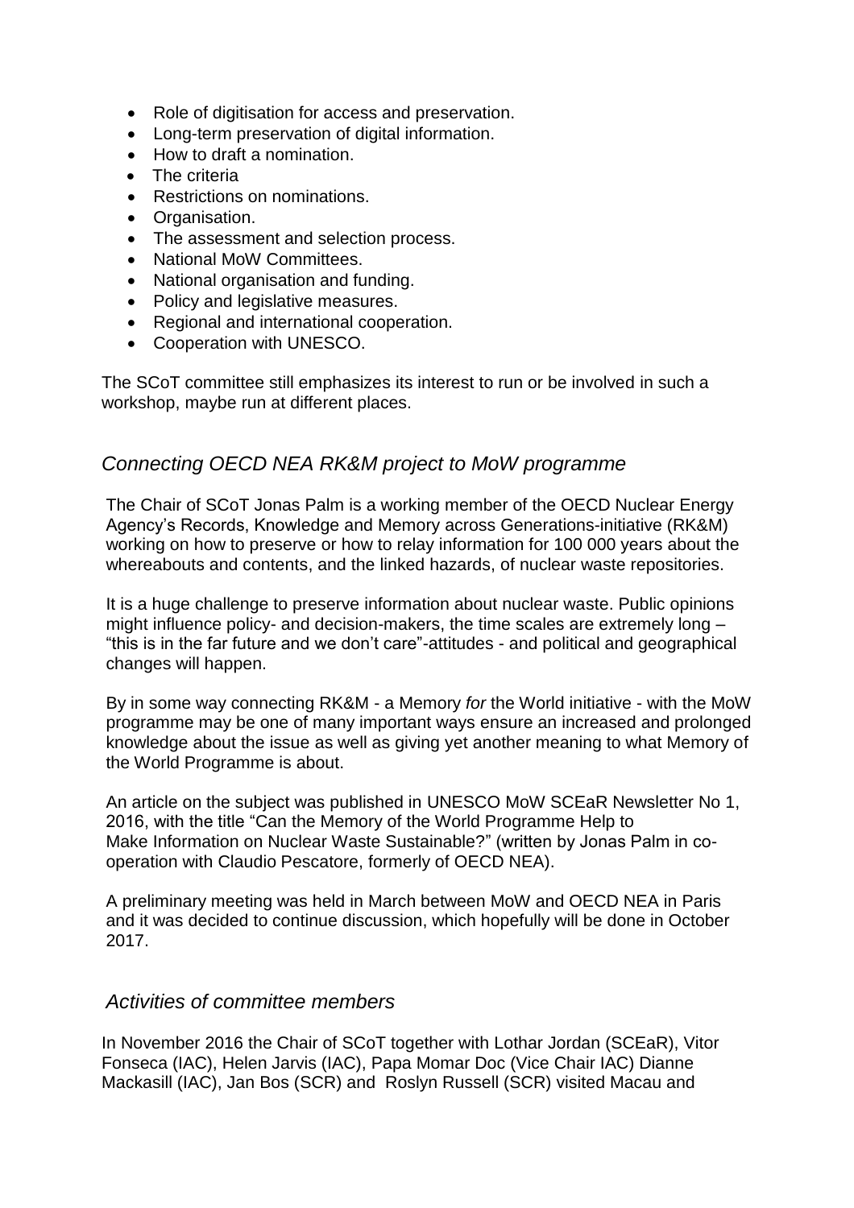- Role of digitisation for access and preservation.
- Long-term preservation of digital information.
- How to draft a nomination.
- The criteria
- Restrictions on nominations.
- Organisation.
- The assessment and selection process.
- National MoW Committees.
- National organisation and funding.
- Policy and legislative measures.
- Regional and international cooperation.
- Cooperation with UNESCO.

The SCoT committee still emphasizes its interest to run or be involved in such a workshop, maybe run at different places.

## *Connecting OECD NEA RK&M project to MoW programme*

The Chair of SCoT Jonas Palm is a working member of the OECD Nuclear Energy Agency's Records, Knowledge and Memory across Generations-initiative (RK&M) working on how to preserve or how to relay information for 100 000 years about the whereabouts and contents, and the linked hazards, of nuclear waste repositories.

It is a huge challenge to preserve information about nuclear waste. Public opinions might influence policy- and decision-makers, the time scales are extremely long – "this is in the far future and we don't care"-attitudes - and political and geographical changes will happen.

By in some way connecting RK&M - a Memory *for* the World initiative - with the MoW programme may be one of many important ways ensure an increased and prolonged knowledge about the issue as well as giving yet another meaning to what Memory of the World Programme is about.

An article on the subject was published in UNESCO MoW SCEaR Newsletter No 1, 2016, with the title "Can the Memory of the World Programme Help to Make Information on Nuclear Waste Sustainable?" (written by Jonas Palm in co-operation with Claudio Pescatore, formerly of OECD NEA).

A preliminary meeting was held in March between MoW and OECD NEA in Paris and it was decided to continue discussion, which hopefully will be done in October 2017.

## *Activities of committee members*

In November 2016 the Chair of SCoT together with Lothar Jordan (SCEaR), Vitor Fonseca (IAC), Helen Jarvis (IAC), Papa Momar Doc (Vice Chair IAC) Dianne Mackasill (IAC), Jan Bos (SCR) and Roslyn Russell (SCR) visited Macau and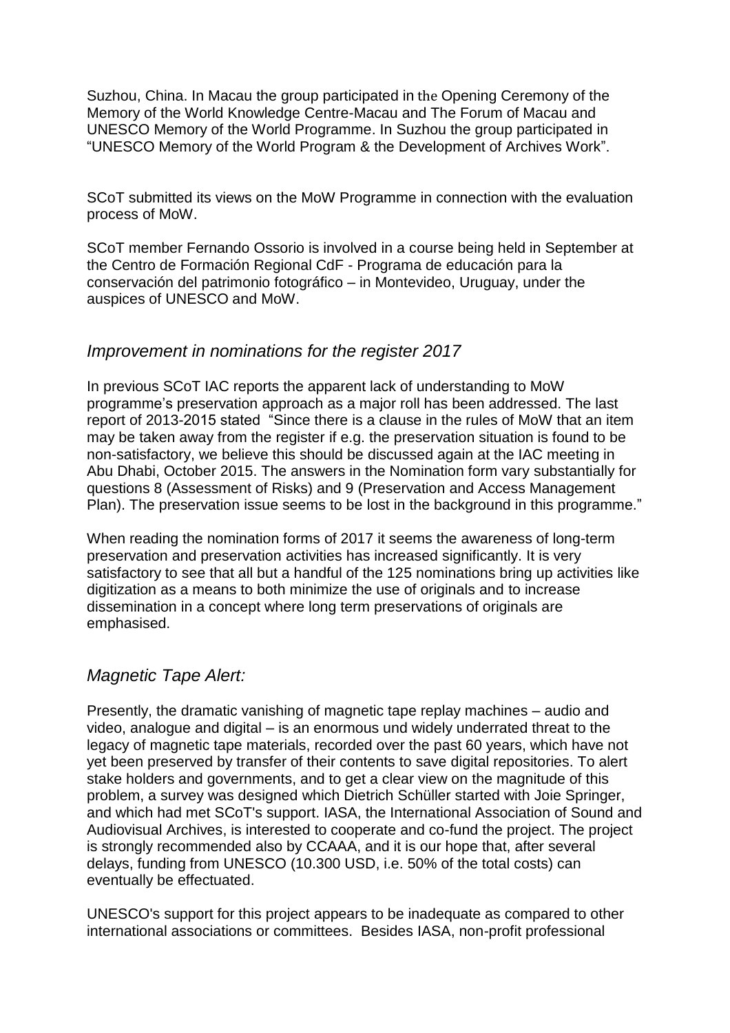Suzhou, China. In Macau the group participated in the Opening Ceremony of the Memory of the World Knowledge Centre-Macau and The Forum of Macau and UNESCO Memory of the World Programme. In Suzhou the group participated in "UNESCO Memory of the World Program & the Development of Archives Work".

SCoT submitted its views on the MoW Programme in connection with the evaluation process of MoW.

SCoT member Fernando Ossorio is involved in a course being held in September at the Centro de Formación Regional CdF - Programa de educación para la conservación del patrimonio fotográfico – in Montevideo, Uruguay, under the auspices of UNESCO and MoW.

## *Improvement in nominations for the register 2017*

In previous SCoT IAC reports the apparent lack of understanding to MoW programme's preservation approach as a major roll has been addressed. The last report of 2013-2015 stated "Since there is a clause in the rules of MoW that an item may be taken away from the register if e.g. the preservation situation is found to be non-satisfactory, we believe this should be discussed again at the IAC meeting in Abu Dhabi, October 2015. The answers in the Nomination form vary substantially for questions 8 (Assessment of Risks) and 9 (Preservation and Access Management Plan). The preservation issue seems to be lost in the background in this programme."

When reading the nomination forms of 2017 it seems the awareness of long-term preservation and preservation activities has increased significantly. It is very satisfactory to see that all but a handful of the 125 nominations bring up activities like digitization as a means to both minimize the use of originals and to increase dissemination in a concept where long term preservations of originals are emphasised.

## *Magnetic Tape Alert:*

Presently, the dramatic vanishing of magnetic tape replay machines – audio and video, analogue and digital – is an enormous und widely underrated threat to the legacy of magnetic tape materials, recorded over the past 60 years, which have not yet been preserved by transfer of their contents to save digital repositories. To alert stake holders and governments, and to get a clear view on the magnitude of this problem, a survey was designed which Dietrich Schüller started with Joie Springer, and which had met SCoT's support. IASA, the International Association of Sound and Audiovisual Archives, is interested to cooperate and co-fund the project. The project is strongly recommended also by CCAAA, and it is our hope that, after several delays, funding from UNESCO (10.300 USD, i.e. 50% of the total costs) can eventually be effectuated.

UNESCO's support for this project appears to be inadequate as compared to other international associations or committees. Besides IASA, non-profit professional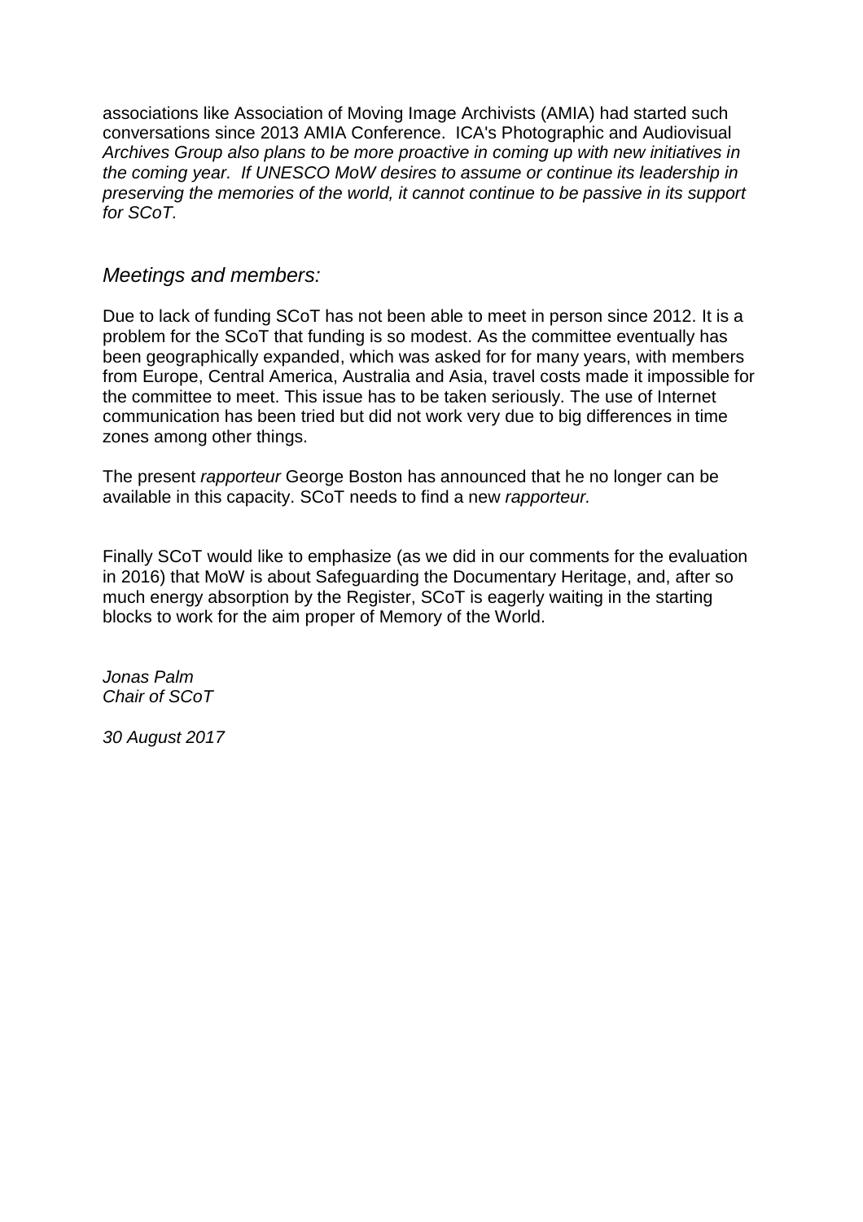associations like Association of Moving Image Archivists (AMIA) had started such conversations since 2013 AMIA Conference. ICA's Photographic and Audiovisual *Archives Group also plans to be more proactive in coming up with new initiatives in the coming year. If UNESCO MoW desires to assume or continue its leadership in preserving the memories of the world, it cannot continue to be passive in its support for SCoT.*

## *Meetings and members:*

Due to lack of funding SCoT has not been able to meet in person since 2012. It is a problem for the SCoT that funding is so modest. As the committee eventually has been geographically expanded, which was asked for for many years, with members from Europe, Central America, Australia and Asia, travel costs made it impossible for the committee to meet. This issue has to be taken seriously. The use of Internet communication has been tried but did not work very due to big differences in time zones among other things.

The present *rapporteur* George Boston has announced that he no longer can be available in this capacity. SCoT needs to find a new *rapporteur.*

Finally SCoT would like to emphasize (as we did in our comments for the evaluation in 2016) that MoW is about Safeguarding the Documentary Heritage, and, after so much energy absorption by the Register, SCoT is eagerly waiting in the starting blocks to work for the aim proper of Memory of the World.

*Jonas Palm*
*Chair of SCoT*

*30 August 2017*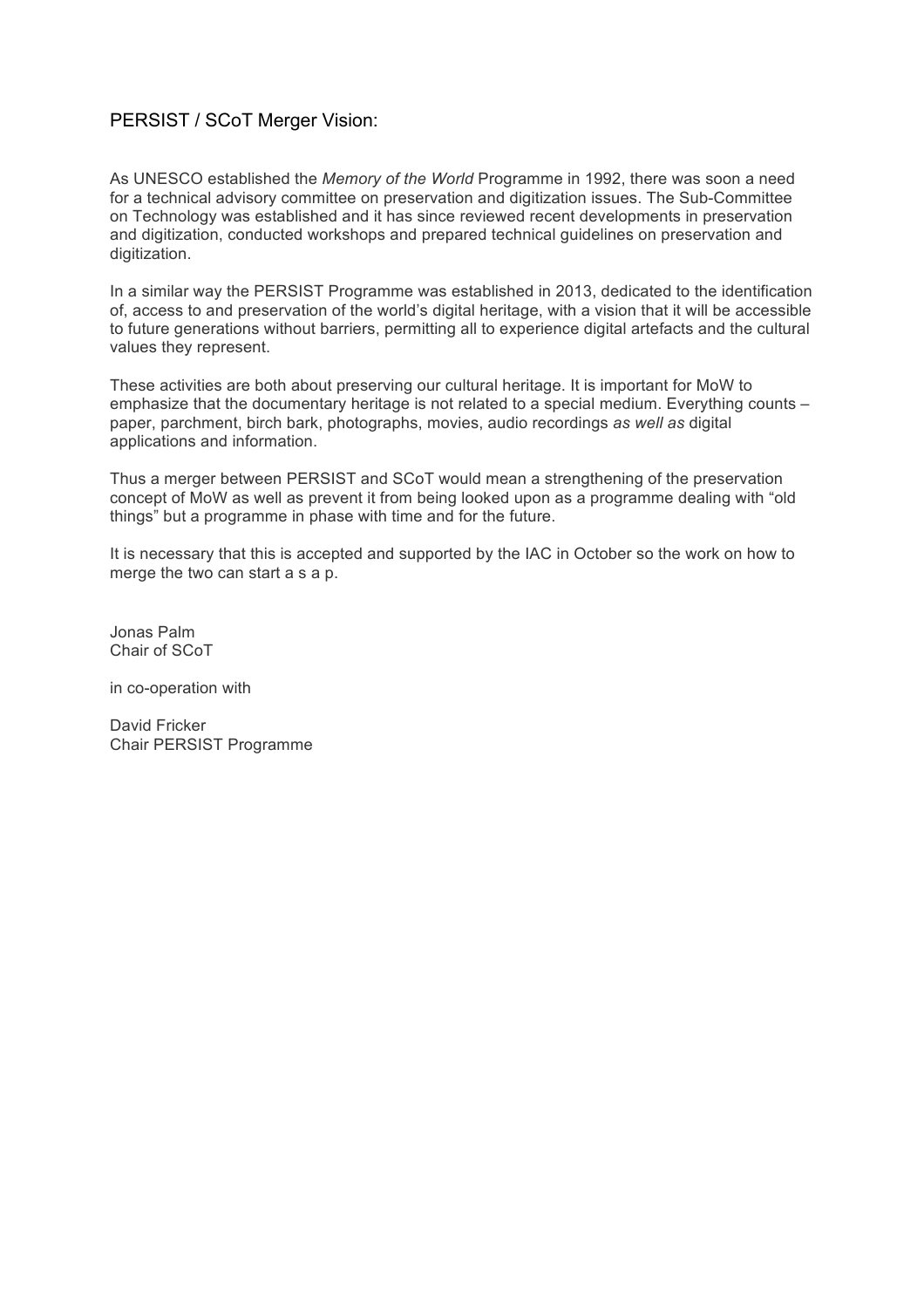## PERSIST / SCoT Merger Vision:

As UNESCO established the *Memory of the World* Programme in 1992, there was soon a need for a technical advisory committee on preservation and digitization issues. The Sub-Committee on Technology was established and it has since reviewed recent developments in preservation and digitization, conducted workshops and prepared technical guidelines on preservation and digitization.

In a similar way the PERSIST Programme was established in 2013, dedicated to the identification of, access to and preservation of the world's digital heritage, with a vision that it will be accessible to future generations without barriers, permitting all to experience digital artefacts and the cultural values they represent.

These activities are both about preserving our cultural heritage. It is important for MoW to emphasize that the documentary heritage is not related to a special medium. Everything counts – paper, parchment, birch bark, photographs, movies, audio recordings *as well as* digital applications and information.

Thus a merger between PERSIST and SCoT would mean a strengthening of the preservation concept of MoW as well as prevent it from being looked upon as a programme dealing with "old things" but a programme in phase with time and for the future.

It is necessary that this is accepted and supported by the IAC in October so the work on how to merge the two can start a s a p.

Jonas Palm
Chair of SCoT

in co-operation with

David Fricker
Chair PERSIST Programme